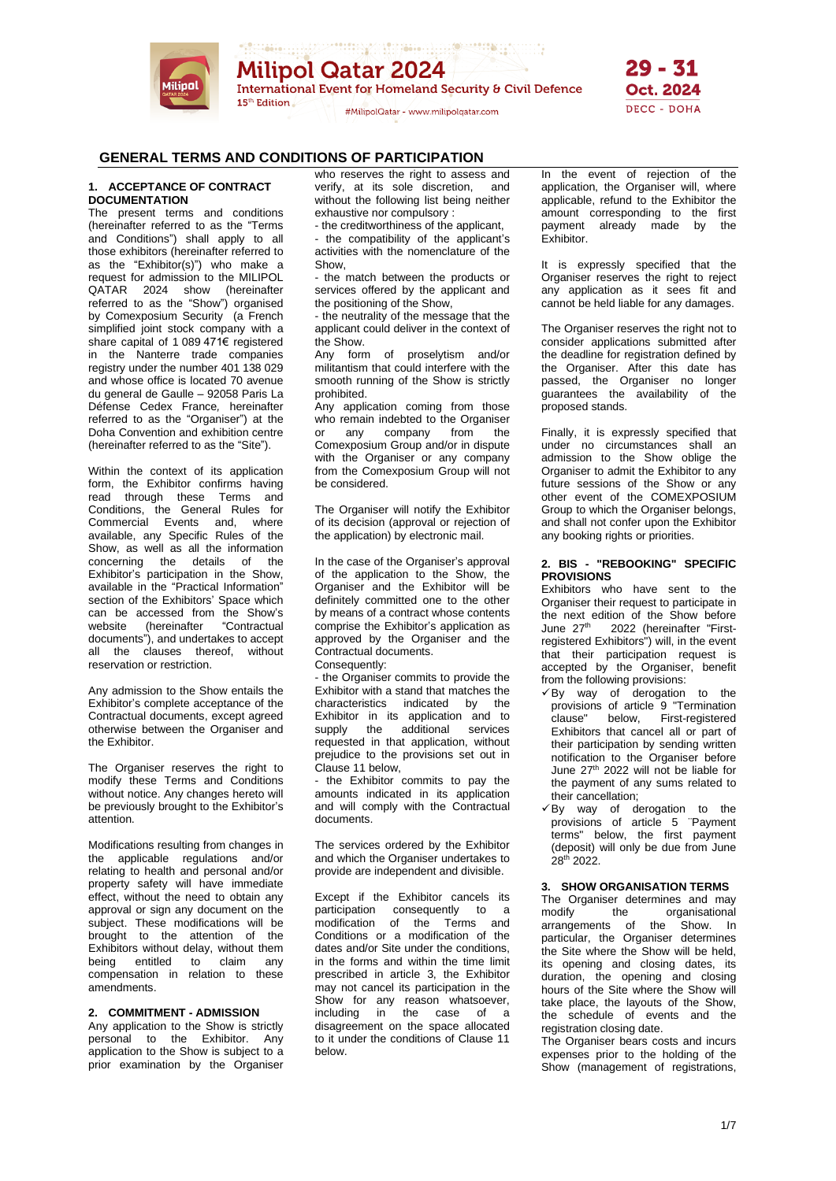## GENERAL TERMS AND CONDITIONS OF PARTICIPATION

### 1. ACCEPTANCE OF CONTRACT DOCUMENTATION

The present terms and conditions (hereinafter referred to as the "Terms and Conditions") shall apply to all those exhibitors (hereinafter referred to as the "Exhibitor(s)") who make a request for admission to the MILIPOL QATAR 2024 show (hereinafter referred to as the "Show") organised by Comexposium Security (a French simplified joint stock company with a share capital of 1 089 471€ registered in the Nanterre trade companies registry under the number 401 138 029 and whose office is located 70 avenue du general de Gaulle – 92058 Paris La Défense Cedex France, hereinafter referred to as the "Organiser") at the Doha Convention and exhibition centre (hereinafter referred to as the "Site").

Within the context of its application form, the Exhibitor confirms having read through these Terms and Conditions, the General Rules for Commercial Events and, where available, any Specific Rules of the Show, as well as all the information concerning the details of the Exhibitor's participation in the Show, available in the "Practical Information" section of the Exhibitors' Space which can be accessed from the Show's website (hereinafter "Contractual documents"), and undertakes to accept all the clauses thereof, without reservation or restriction.

Any admission to the Show entails the Exhibitor's complete acceptance of the Contractual documents, except agreed otherwise between the Organiser and the Exhibitor.

The Organiser reserves the right to modify these Terms and Conditions without notice. Any changes hereto will be previously brought to the Exhibitor's attention.

Modifications resulting from changes in the applicable regulations and/or relating to health and personal and/or property safety will have immediate effect, without the need to obtain any approval or sign any document on the subject. These modifications will be brought to the attention of the Exhibitors without delay, without them being entitled to claim any compensation in relation to these amendments.

### 2. COMMITMENT - ADMISSION

Any application to the Show is strictly personal to the Exhibitor. Any application to the Show is subject to a prior examination by the Organiser who reserves the right to assess and verify, at its sole discretion, and without the following list being neither exhaustive nor compulsory :

- the creditworthiness of the applicant,
- the compatibility of the applicant's activities with the nomenclature of the Show,
- the match between the products or services offered by the applicant and the positioning of the Show,
- the neutrality of the message that the applicant could deliver in the context of the Show.

Any form of proselytism and/or militantism that could interfere with the smooth running of the Show is strictly prohibited.

Any application coming from those who remain indebted to the Organiser or any company from the Comexposium Group and/or in dispute with the Organiser or any company from the Comexposium Group will not be considered.

The Organiser will notify the Exhibitor of its decision (approval or rejection of the application) by electronic mail.

In the case of the Organiser's approval of the application to the Show, the Organiser and the Exhibitor will be definitely committed one to the other by means of a contract whose contents comprise the Exhibitor's application as approved by the Organiser and the Contractual documents.

Consequently:

- the Organiser commits to provide the Exhibitor with a stand that matches the characteristics indicated by the Exhibitor in its application and to supply the additional services requested in that application, without prejudice to the provisions set out in Clause 11 below,
- the Exhibitor commits to pay the amounts indicated in its application and will comply with the Contractual documents.

The services ordered by the Exhibitor and which the Organiser undertakes to provide are independent and divisible.

Except if the Exhibitor cancels its participation consequently to a modification of the Terms and Conditions or a modification of the dates and/or Site under the conditions, in the forms and within the time limit prescribed in article 3, the Exhibitor may not cancel its participation in the Show for any reason whatsoever, including in the case of a disagreement on the space allocated to it under the conditions of Clause 11 below.

In the event of rejection of the application, the Organiser will, where applicable, refund to the Exhibitor the amount corresponding to the first payment already made by the Exhibitor.

It is expressly specified that the Organiser reserves the right to reject any application as it sees fit and cannot be held liable for any damages.

The Organiser reserves the right not to consider applications submitted after the deadline for registration defined by the Organiser. After this date has passed, the Organiser no longer guarantees the availability of the proposed stands.

Finally, it is expressly specified that under no circumstances shall an admission to the Show oblige the Organiser to admit the Exhibitor to any future sessions of the Show or any other event of the COMEXPOSIUM Group to which the Organiser belongs, and shall not confer upon the Exhibitor any booking rights or priorities.

### 2. BIS - "REBOOKING" SPECIFIC PROVISIONS

Exhibitors who have sent to the Organiser their request to participate in the next edition of the Show before June 27th 2022 (hereinafter "First-registered Exhibitors") will, in the event that their participation request is accepted by the Organiser, benefit from the following provisions:

- ✓ By way of derogation to the provisions of article 9 "Termination clause" below, First-registered Exhibitors that cancel all or part of their participation by sending written notification to the Organiser before June 27th 2022 will not be liable for the payment of any sums related to their cancellation;
- ✓ By way of derogation to the provisions of article 5 ¨Payment terms" below, the first payment (deposit) will only be due from June 28th 2022.

### 3. SHOW ORGANISATION TERMS

The Organiser determines and may modify the organisational arrangements of the Show. In particular, the Organiser determines the Site where the Show will be held, its opening and closing dates, its duration, the opening and closing hours of the Site where the Show will take place, the layouts of the Show, the schedule of events and the registration closing date.

The Organiser bears costs and incurs expenses prior to the holding of the Show (management of registrations,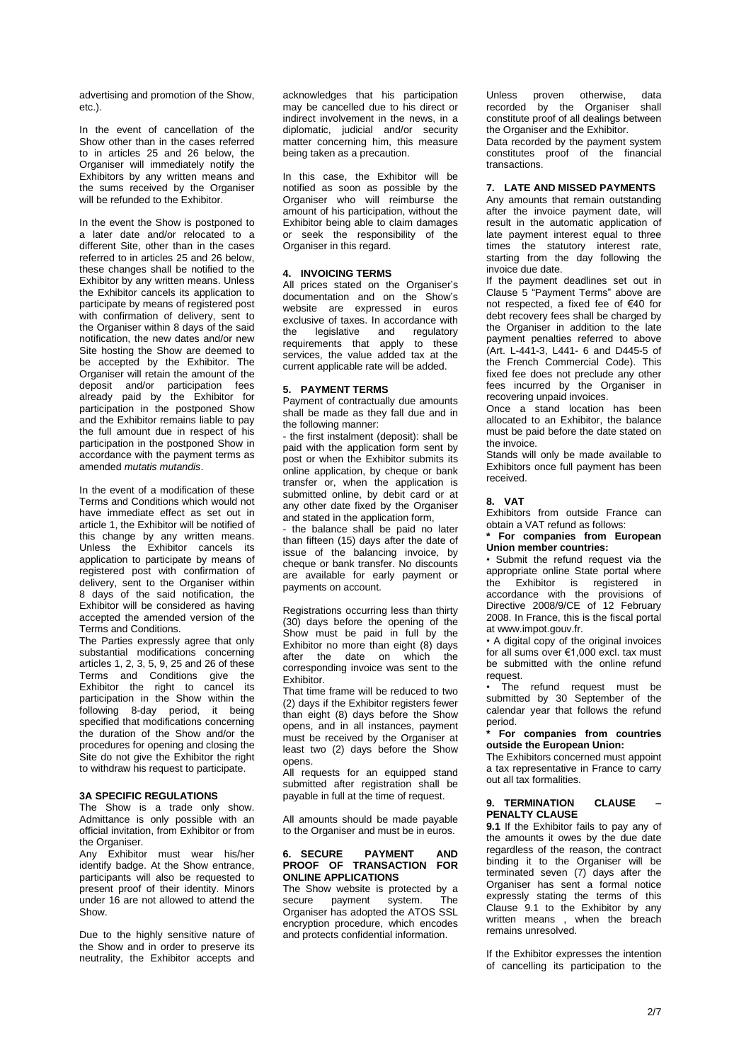advertising and promotion of the Show, etc.).

In the event of cancellation of the Show other than in the cases referred to in articles 25 and 26 below, the Organiser will immediately notify the Exhibitors by any written means and the sums received by the Organiser will be refunded to the Exhibitor.

In the event the Show is postponed to a later date and/or relocated to a different Site, other than in the cases referred to in articles 25 and 26 below, these changes shall be notified to the Exhibitor by any written means. Unless the Exhibitor cancels its application to participate by means of registered post with confirmation of delivery, sent to the Organiser within 8 days of the said notification, the new dates and/or new Site hosting the Show are deemed to be accepted by the Exhibitor. The Organiser will retain the amount of the deposit and/or participation fees already paid by the Exhibitor for participation in the postponed Show and the Exhibitor remains liable to pay the full amount due in respect of his participation in the postponed Show in accordance with the payment terms as amended *mutatis mutandis*.

In the event of a modification of these Terms and Conditions which would not have immediate effect as set out in article 1, the Exhibitor will be notified of this change by any written means. Unless the Exhibitor cancels its application to participate by means of registered post with confirmation of delivery, sent to the Organiser within 8 days of the said notification, the Exhibitor will be considered as having accepted the amended version of the Terms and Conditions.

The Parties expressly agree that only substantial modifications concerning articles 1, 2, 3, 5, 9, 25 and 26 of these Terms and Conditions give the Exhibitor the right to cancel its participation in the Show within the following 8-day period, it being specified that modifications concerning the duration of the Show and/or the procedures for opening and closing the Site do not give the Exhibitor the right to withdraw his request to participate.

### 3A SPECIFIC REGULATIONS

The Show is a trade only show. Admittance is only possible with an official invitation, from Exhibitor or from the Organiser.

Any Exhibitor must wear his/her identify badge. At the Show entrance, participants will also be requested to present proof of their identity. Minors under 16 are not allowed to attend the Show.

Due to the highly sensitive nature of the Show and in order to preserve its neutrality, the Exhibitor accepts and acknowledges that his participation may be cancelled due to his direct or indirect involvement in the news, in a diplomatic, judicial and/or security matter concerning him, this measure being taken as a precaution.

In this case, the Exhibitor will be notified as soon as possible by the Organiser who will reimburse the amount of his participation, without the Exhibitor being able to claim damages or seek the responsibility of the Organiser in this regard.

### 4. INVOICING TERMS

All prices stated on the Organiser's documentation and on the Show's website are expressed in euros exclusive of taxes. In accordance with the legislative and regulatory requirements that apply to these services, the value added tax at the current applicable rate will be added.

### 5. PAYMENT TERMS

Payment of contractually due amounts shall be made as they fall due and in the following manner:

- the first instalment (deposit): shall be paid with the application form sent by post or when the Exhibitor submits its online application, by cheque or bank transfer or, when the application is submitted online, by debit card or at any other date fixed by the Organiser and stated in the application form,
- the balance shall be paid no later than fifteen (15) days after the date of issue of the balancing invoice, by cheque or bank transfer. No discounts are available for early payment or payments on account.

Registrations occurring less than thirty (30) days before the opening of the Show must be paid in full by the Exhibitor no more than eight (8) days after the date on which the corresponding invoice was sent to the Exhibitor.

That time frame will be reduced to two (2) days if the Exhibitor registers fewer than eight (8) days before the Show opens, and in all instances, payment must be received by the Organiser at least two (2) days before the Show opens.

All requests for an equipped stand submitted after registration shall be payable in full at the time of request.

All amounts should be made payable to the Organiser and must be in euros.

### 6. SECURE PAYMENT AND PROOF OF TRANSACTION FOR ONLINE APPLICATIONS

The Show website is protected by a secure payment system. The Organiser has adopted the ATOS SSL encryption procedure, which encodes and protects confidential information.

Unless proven otherwise, data recorded by the Organiser shall constitute proof of all dealings between the Organiser and the Exhibitor.

Data recorded by the payment system constitutes proof of the financial transactions.

### 7. LATE AND MISSED PAYMENTS

Any amounts that remain outstanding after the invoice payment date, will result in the automatic application of late payment interest equal to three times the statutory interest rate, starting from the day following the invoice due date.

If the payment deadlines set out in Clause 5 "Payment Terms" above are not respected, a fixed fee of €40 for debt recovery fees shall be charged by the Organiser in addition to the late payment penalties referred to above (Art. L-441-3, L441- 6 and D445-5 of the French Commercial Code). This fixed fee does not preclude any other fees incurred by the Organiser in recovering unpaid invoices.

Once a stand location has been allocated to an Exhibitor, the balance must be paid before the date stated on the invoice.

Stands will only be made available to Exhibitors once full payment has been received.

### 8. VAT

Exhibitors from outside France can obtain a VAT refund as follows:

**\* For companies from European Union member countries:**

- Submit the refund request via the appropriate online State portal where the Exhibitor is registered in accordance with the provisions of Directive 2008/9/CE of 12 February 2008. In France, this is the fiscal portal at www.impot.gouv.fr.
- A digital copy of the original invoices for all sums over €1,000 excl. tax must be submitted with the online refund request.
- The refund request must be submitted by 30 September of the calendar year that follows the refund period.

**\* For companies from countries outside the European Union:**

The Exhibitors concerned must appoint a tax representative in France to carry out all tax formalities.

### 9. TERMINATION CLAUSE – PENALTY CLAUSE

**9.1** If the Exhibitor fails to pay any of the amounts it owes by the due date regardless of the reason, the contract binding it to the Organiser will be terminated seven (7) days after the Organiser has sent a formal notice expressly stating the terms of this Clause 9.1 to the Exhibitor by any written means , when the breach remains unresolved.

If the Exhibitor expresses the intention of cancelling its participation to the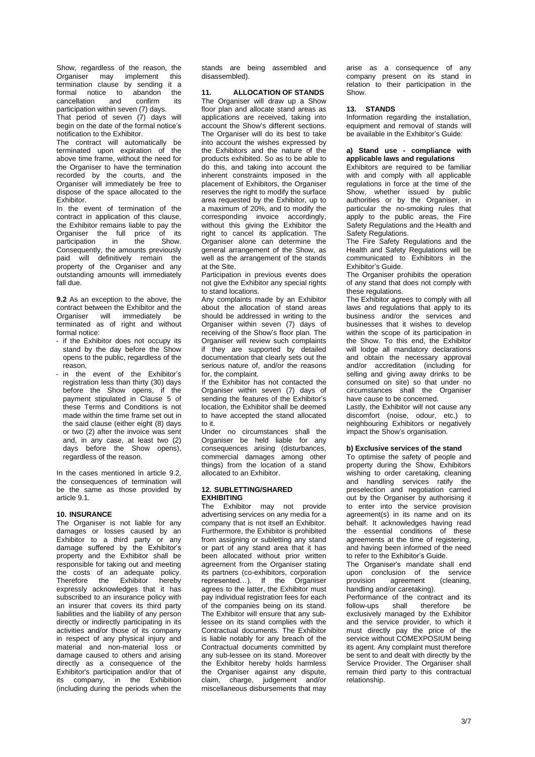Show, regardless of the reason, the Organiser may implement this termination clause by sending it a formal notice to abandon the cancellation and confirm its participation within seven (7) days.

That period of seven (7) days will begin on the date of the formal notice's notification to the Exhibitor.

The contract will automatically be terminated upon expiration of the above time frame, without the need for the Organiser to have the termination recorded by the courts, and the Organiser will immediately be free to dispose of the space allocated to the Exhibitor.

In the event of termination of the contract in application of this clause, the Exhibitor remains liable to pay the Organiser the full price of its participation in the Show. Consequently, the amounts previously paid will definitively remain the property of the Organiser and any outstanding amounts will immediately fall due.

**9.2** As an exception to the above, the contract between the Exhibitor and the Organiser will immediately be terminated as of right and without formal notice:

- if the Exhibitor does not occupy its stand by the day before the Show opens to the public, regardless of the reason,
- in the event of the Exhibitor's registration less than thirty (30) days before the Show opens, if the payment stipulated in Clause 5 of these Terms and Conditions is not made within the time frame set out in the said clause (either eight (8) days or two (2) after the invoice was sent and, in any case, at least two (2) days before the Show opens), regardless of the reason.

In the cases mentioned in article 9.2, the consequences of termination will be the same as those provided by article 9.1.

## 10. INSURANCE

The Organiser is not liable for any damages or losses caused by an Exhibitor to a third party or any damage suffered by the Exhibitor's property and the Exhibitor shall be responsible for taking out and meeting the costs of an adequate policy. Therefore the Exhibitor hereby expressly acknowledges that it has subscribed to an insurance policy with an insurer that covers its third party liabilities and the liability of any person directly or indirectly participating in its activities and/or those of its company in respect of any physical injury and material and non-material loss or damage caused to others and arising directly as a consequence of the Exhibitor's participation and/or that of its company, in the Exhibition (including during the periods when the stands are being assembled and disassembled).

## 11. ALLOCATION OF STANDS

The Organiser will draw up a Show floor plan and allocate stand areas as applications are received, taking into account the Show's different sections. The Organiser will do its best to take into account the wishes expressed by the Exhibitors and the nature of the products exhibited. So as to be able to do this, and taking into account the inherent constraints imposed in the placement of Exhibitors, the Organiser reserves the right to modify the surface area requested by the Exhibitor, up to a maximum of 20%, and to modify the corresponding invoice accordingly, without this giving the Exhibitor the right to cancel its application. The Organiser alone can determine the general arrangement of the Show, as well as the arrangement of the stands at the Site.

Participation in previous events does not give the Exhibitor any special rights to stand locations.

Any complaints made by an Exhibitor about the allocation of stand areas should be addressed in writing to the Organiser within seven (7) days of receiving of the Show's floor plan. The Organiser will review such complaints if they are supported by detailed documentation that clearly sets out the serious nature of, and/or the reasons for, the complaint.

If the Exhibitor has not contacted the Organiser within seven (7) days of sending the features of the Exhibitor's location, the Exhibitor shall be deemed to have accepted the stand allocated to it.

Under no circumstances shall the Organiser be held liable for any consequences arising (disturbances, commercial damages among other things) from the location of a stand allocated to an Exhibitor.

## 12. SUBLETTING/SHARED EXHIBITING

The Exhibitor may not provide advertising services on any media for a company that is not itself an Exhibitor. Furthermore, the Exhibitor is prohibited from assigning or subletting any stand or part of any stand area that it has been allocated without prior written agreement from the Organiser stating its partners (co-exhibitors, corporation represented…). If the Organiser agrees to the latter, the Exhibitor must pay individual registration fees for each of the companies being on its stand. The Exhibitor will ensure that any sub-lessee on its stand complies with the Contractual documents. The Exhibitor is liable notably for any breach of the Contractual documents committed by any sub-lessee on its stand. Moreover the Exhibitor hereby holds harmless the Organiser against any dispute, claim, charge, judgement and/or miscellaneous disbursements that may arise as a consequence of any company present on its stand in relation to their participation in the Show.

## 13. STANDS

Information regarding the installation, equipment and removal of stands will be available in the Exhibitor's Guide:

### a) Stand use - compliance with applicable laws and regulations

Exhibitors are required to be familiar with and comply with all applicable regulations in force at the time of the Show, whether issued by public authorities or by the Organiser, in particular the no-smoking rules that apply to the public areas, the Fire Safety Regulations and the Health and Safety Regulations.

The Fire Safety Regulations and the Health and Safety Regulations will be communicated to Exhibitors in the Exhibitor's Guide.

The Organiser prohibits the operation of any stand that does not comply with these regulations.

The Exhibitor agrees to comply with all laws and regulations that apply to its business and/or the services and businesses that it wishes to develop within the scope of its participation in the Show. To this end, the Exhibitor will lodge all mandatory declarations and obtain the necessary approval and/or accreditation (including for selling and giving away drinks to be consumed on site) so that under no circumstances shall the Organiser have cause to be concerned.

Lastly, the Exhibitor will not cause any discomfort (noise, odour, etc.) to neighbouring Exhibitors or negatively impact the Show's organisation.

### b) Exclusive services of the stand

To optimise the safety of people and property during the Show, Exhibitors wishing to order caretaking, cleaning and handling services ratify the preselection and negotiation carried out by the Organiser by authorising it to enter into the service provision agreement(s) in its name and on its behalf. It acknowledges having read the essential conditions of these agreements at the time of registering, and having been informed of the need to refer to the Exhibitor's Guide.

The Organiser's mandate shall end upon conclusion of the service provision agreement (cleaning, handling and/or caretaking).

Performance of the contract and its follow-ups shall therefore be exclusively managed by the Exhibitor and the service provider, to which it must directly pay the price of the service without COMEXPOSIUM being its agent. Any complaint must therefore be sent to and dealt with directly by the Service Provider. The Organiser shall remain third party to this contractual relationship.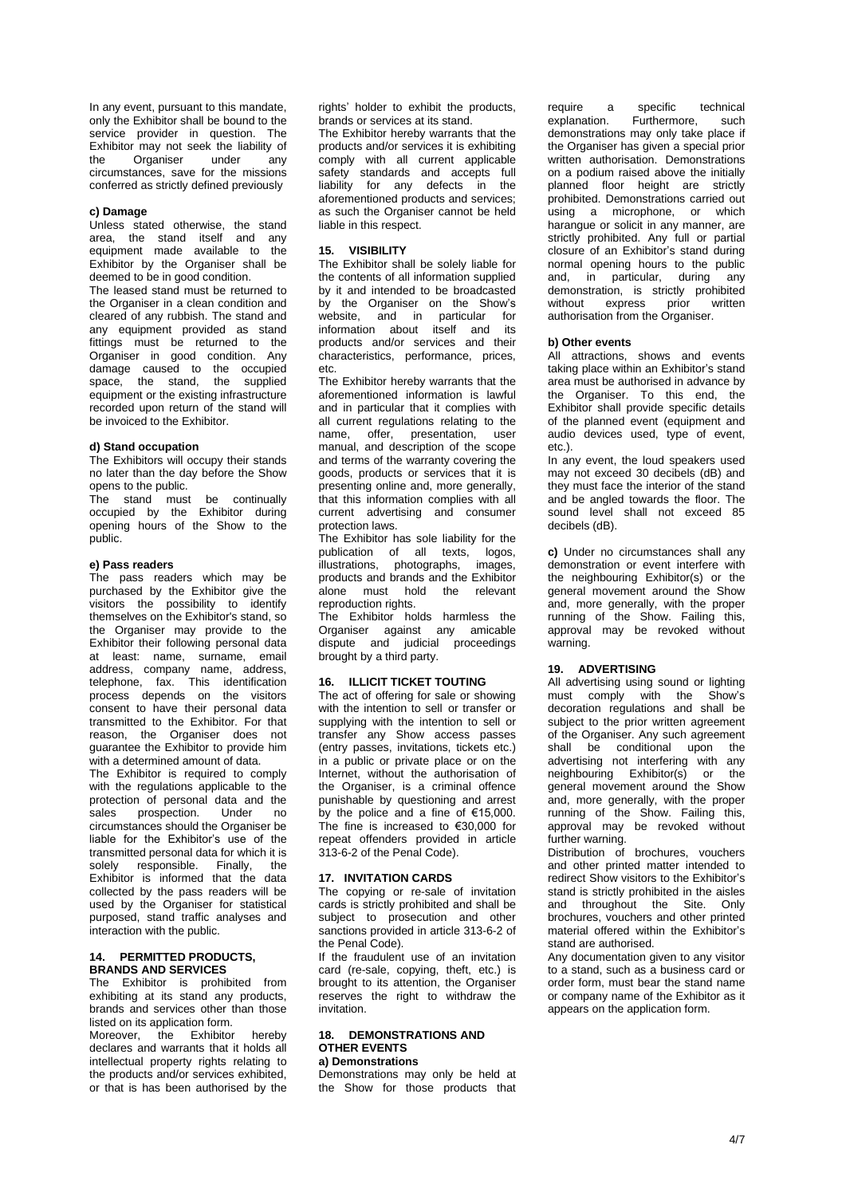In any event, pursuant to this mandate, only the Exhibitor shall be bound to the service provider in question. The Exhibitor may not seek the liability of the Organiser under any circumstances, save for the missions conferred as strictly defined previously

**c) Damage**

Unless stated otherwise, the stand area, the stand itself and any equipment made available to the Exhibitor by the Organiser shall be deemed to be in good condition.

The leased stand must be returned to the Organiser in a clean condition and cleared of any rubbish. The stand and any equipment provided as stand fittings must be returned to the Organiser in good condition. Any damage caused to the occupied space, the stand, the supplied equipment or the existing infrastructure recorded upon return of the stand will be invoiced to the Exhibitor.

**d) Stand occupation**

The Exhibitors will occupy their stands no later than the day before the Show opens to the public.

The stand must be continually occupied by the Exhibitor during opening hours of the Show to the public.

**e) Pass readers**

The pass readers which may be purchased by the Exhibitor give the visitors the possibility to identify themselves on the Exhibitor's stand, so the Organiser may provide to the Exhibitor their following personal data at least: name, surname, email address, company name, address, telephone, fax. This identification process depends on the visitors consent to have their personal data transmitted to the Exhibitor. For that reason, the Organiser does not guarantee the Exhibitor to provide him with a determined amount of data.

The Exhibitor is required to comply with the regulations applicable to the protection of personal data and the sales prospection. Under no circumstances should the Organiser be liable for the Exhibitor's use of the transmitted personal data for which it is solely responsible. Finally, the Exhibitor is informed that the data collected by the pass readers will be used by the Organiser for statistical purposed, stand traffic analyses and interaction with the public.

## 14. PERMITTED PRODUCTS, BRANDS AND SERVICES

The Exhibitor is prohibited from exhibiting at its stand any products, brands and services other than those listed on its application form.

Moreover, the Exhibitor hereby declares and warrants that it holds all intellectual property rights relating to the products and/or services exhibited, or that is has been authorised by the rights' holder to exhibit the products, brands or services at its stand.

The Exhibitor hereby warrants that the products and/or services it is exhibiting comply with all current applicable safety standards and accepts full liability for any defects in the aforementioned products and services; as such the Organiser cannot be held liable in this respect.

## 15. VISIBILITY

The Exhibitor shall be solely liable for the contents of all information supplied by it and intended to be broadcasted by the Organiser on the Show's website, and in particular for information about itself and its products and/or services and their characteristics, performance, prices, etc.

The Exhibitor hereby warrants that the aforementioned information is lawful and in particular that it complies with all current regulations relating to the name, offer, presentation, user manual, and description of the scope and terms of the warranty covering the goods, products or services that it is presenting online and, more generally, that this information complies with all current advertising and consumer protection laws.

The Exhibitor has sole liability for the publication of all texts, logos, illustrations, photographs, images, products and brands and the Exhibitor alone must hold the relevant reproduction rights.

The Exhibitor holds harmless the Organiser against any amicable dispute and judicial proceedings brought by a third party.

## 16. ILLICIT TICKET TOUTING

The act of offering for sale or showing with the intention to sell or transfer or supplying with the intention to sell or transfer any Show access passes (entry passes, invitations, tickets etc.) in a public or private place or on the Internet, without the authorisation of the Organiser, is a criminal offence punishable by questioning and arrest by the police and a fine of €15,000. The fine is increased to €30,000 for repeat offenders provided in article 313-6-2 of the Penal Code).

## 17. INVITATION CARDS

The copying or re-sale of invitation cards is strictly prohibited and shall be subject to prosecution and other sanctions provided in article 313-6-2 of the Penal Code).

If the fraudulent use of an invitation card (re-sale, copying, theft, etc.) is brought to its attention, the Organiser reserves the right to withdraw the invitation.

## 18. DEMONSTRATIONS AND OTHER EVENTS

**a) Demonstrations**

Demonstrations may only be held at the Show for those products that require a specific technical explanation. Furthermore, such demonstrations may only take place if the Organiser has given a special prior written authorisation. Demonstrations on a podium raised above the initially planned floor height are strictly prohibited. Demonstrations carried out using a microphone, or which harangue or solicit in any manner, are strictly prohibited. Any full or partial closure of an Exhibitor's stand during normal opening hours to the public and, in particular, during any demonstration, is strictly prohibited without express prior written authorisation from the Organiser.

**b) Other events**

All attractions, shows and events taking place within an Exhibitor's stand area must be authorised in advance by the Organiser. To this end, the Exhibitor shall provide specific details of the planned event (equipment and audio devices used, type of event, etc.).

In any event, the loud speakers used may not exceed 30 decibels (dB) and they must face the interior of the stand and be angled towards the floor. The sound level shall not exceed 85 decibels (dB).

**c)** Under no circumstances shall any demonstration or event interfere with the neighbouring Exhibitor(s) or the general movement around the Show and, more generally, with the proper running of the Show. Failing this, approval may be revoked without warning.

## 19. ADVERTISING

All advertising using sound or lighting must comply with the Show's decoration regulations and shall be subject to the prior written agreement of the Organiser. Any such agreement shall be conditional upon the advertising not interfering with any neighbouring Exhibitor(s) or the general movement around the Show and, more generally, with the proper running of the Show. Failing this, approval may be revoked without further warning.

Distribution of brochures, vouchers and other printed matter intended to redirect Show visitors to the Exhibitor's stand is strictly prohibited in the aisles and throughout the Site. Only brochures, vouchers and other printed material offered within the Exhibitor's stand are authorised.

Any documentation given to any visitor to a stand, such as a business card or order form, must bear the stand name or company name of the Exhibitor as it appears on the application form.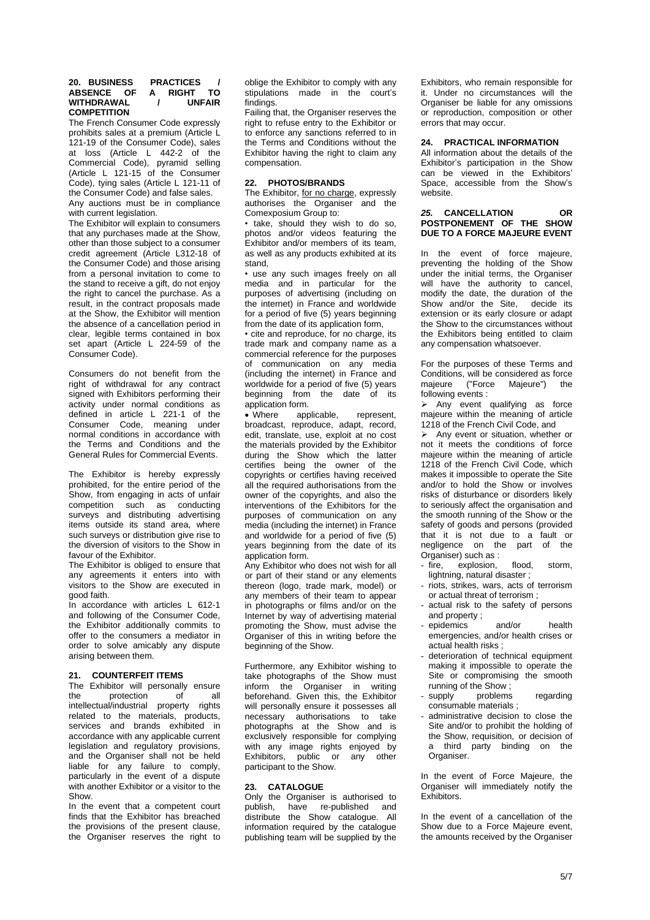## 20. BUSINESS PRACTICES / ABSENCE OF A RIGHT TO WITHDRAWAL / UNFAIR COMPETITION

The French Consumer Code expressly prohibits sales at a premium (Article L 121-19 of the Consumer Code), sales at loss (Article L 442-2 of the Commercial Code), pyramid selling (Article L 121-15 of the Consumer Code), tying sales (Article L 121-11 of the Consumer Code) and false sales.

Any auctions must be in compliance with current legislation.

The Exhibitor will explain to consumers that any purchases made at the Show, other than those subject to a consumer credit agreement (Article L312-18 of the Consumer Code) and those arising from a personal invitation to come to the stand to receive a gift, do not enjoy the right to cancel the purchase. As a result, in the contract proposals made at the Show, the Exhibitor will mention the absence of a cancellation period in clear, legible terms contained in box set apart (Article L 224-59 of the Consumer Code).

Consumers do not benefit from the right of withdrawal for any contract signed with Exhibitors performing their activity under normal conditions as defined in article L 221-1 of the Consumer Code, meaning under normal conditions in accordance with the Terms and Conditions and the General Rules for Commercial Events.

The Exhibitor is hereby expressly prohibited, for the entire period of the Show, from engaging in acts of unfair competition such as conducting surveys and distributing advertising items outside its stand area, where such surveys or distribution give rise to the diversion of visitors to the Show in favour of the Exhibitor.

The Exhibitor is obliged to ensure that any agreements it enters into with visitors to the Show are executed in good faith.

In accordance with articles L 612-1 and following of the Consumer Code, the Exhibitor additionally commits to offer to the consumers a mediator in order to solve amicably any dispute arising between them.

## 21. COUNTERFEIT ITEMS

The Exhibitor will personally ensure the protection of all intellectual/industrial property rights related to the materials, products, services and brands exhibited in accordance with any applicable current legislation and regulatory provisions, and the Organiser shall not be held liable for any failure to comply, particularly in the event of a dispute with another Exhibitor or a visitor to the Show.

In the event that a competent court finds that the Exhibitor has breached the provisions of the present clause, the Organiser reserves the right to oblige the Exhibitor to comply with any stipulations made in the court's findings.

Failing that, the Organiser reserves the right to refuse entry to the Exhibitor or to enforce any sanctions referred to in the Terms and Conditions without the Exhibitor having the right to claim any compensation.

## 22. PHOTOS/BRANDS

The Exhibitor, for no charge, expressly authorises the Organiser and the Comexposium Group to:

- take, should they wish to do so, photos and/or videos featuring the Exhibitor and/or members of its team, as well as any products exhibited at its stand,
- use any such images freely on all media and in particular for the purposes of advertising (including on the internet) in France and worldwide for a period of five (5) years beginning from the date of its application form,
- cite and reproduce, for no charge, its trade mark and company name as a commercial reference for the purposes of communication on any media (including the internet) in France and worldwide for a period of five (5) years beginning from the date of its application form.
- Where applicable, represent, broadcast, reproduce, adapt, record, edit, translate, use, exploit at no cost the materials provided by the Exhibitor during the Show which the latter certifies being the owner of the copyrights or certifies having received all the required authorisations from the owner of the copyrights, and also the interventions of the Exhibitors for the purposes of communication on any media (including the internet) in France and worldwide for a period of five (5) years beginning from the date of its application form.

Any Exhibitor who does not wish for all or part of their stand or any elements thereon (logo, trade mark, model) or any members of their team to appear in photographs or films and/or on the Internet by way of advertising material promoting the Show, must advise the Organiser of this in writing before the beginning of the Show.

Furthermore, any Exhibitor wishing to take photographs of the Show must inform the Organiser in writing beforehand. Given this, the Exhibitor will personally ensure it possesses all necessary authorisations to take photographs at the Show and is exclusively responsible for complying with any image rights enjoyed by Exhibitors, public or any other participant to the Show.

## 23. CATALOGUE

Only the Organiser is authorised to publish, have re-published and distribute the Show catalogue. All information required by the catalogue publishing team will be supplied by the Exhibitors, who remain responsible for it. Under no circumstances will the Organiser be liable for any omissions or reproduction, composition or other errors that may occur.

## 24. PRACTICAL INFORMATION

All information about the details of the Exhibitor's participation in the Show can be viewed in the Exhibitors' Space, accessible from the Show's website.

## *25.* CANCELLATION OR POSTPONEMENT OF THE SHOW DUE TO A FORCE MAJEURE EVENT

In the event of force majeure, preventing the holding of the Show under the initial terms, the Organiser will have the authority to cancel, modify the date, the duration of the Show and/or the Site, decide its extension or its early closure or adapt the Show to the circumstances without the Exhibitors being entitled to claim any compensation whatsoever.

For the purposes of these Terms and Conditions, will be considered as force majeure ("Force Majeure") the following events :

- Any event qualifying as force majeure within the meaning of article 1218 of the French Civil Code, and
- Any event or situation, whether or not it meets the conditions of force majeure within the meaning of article 1218 of the French Civil Code, which makes it impossible to operate the Site and/or to hold the Show or involves risks of disturbance or disorders likely to seriously affect the organisation and the smooth running of the Show or the safety of goods and persons (provided that it is not due to a fault or negligence on the part of the Organiser) such as :
  - fire, explosion, flood, storm, lightning, natural disaster ;
  - riots, strikes, wars, acts of terrorism or actual threat of terrorism ;
  - actual risk to the safety of persons and property ;
  - epidemics and/or health emergencies, and/or health crises or actual health risks ;
  - deterioration of technical equipment making it impossible to operate the Site or compromising the smooth running of the Show ;
  - supply problems regarding consumable materials ;
  - administrative decision to close the Site and/or to prohibit the holding of the Show, requisition, or decision of a third party binding on the Organiser.

In the event of Force Majeure, the Organiser will immediately notify the Exhibitors.

In the event of a cancellation of the Show due to a Force Majeure event, the amounts received by the Organiser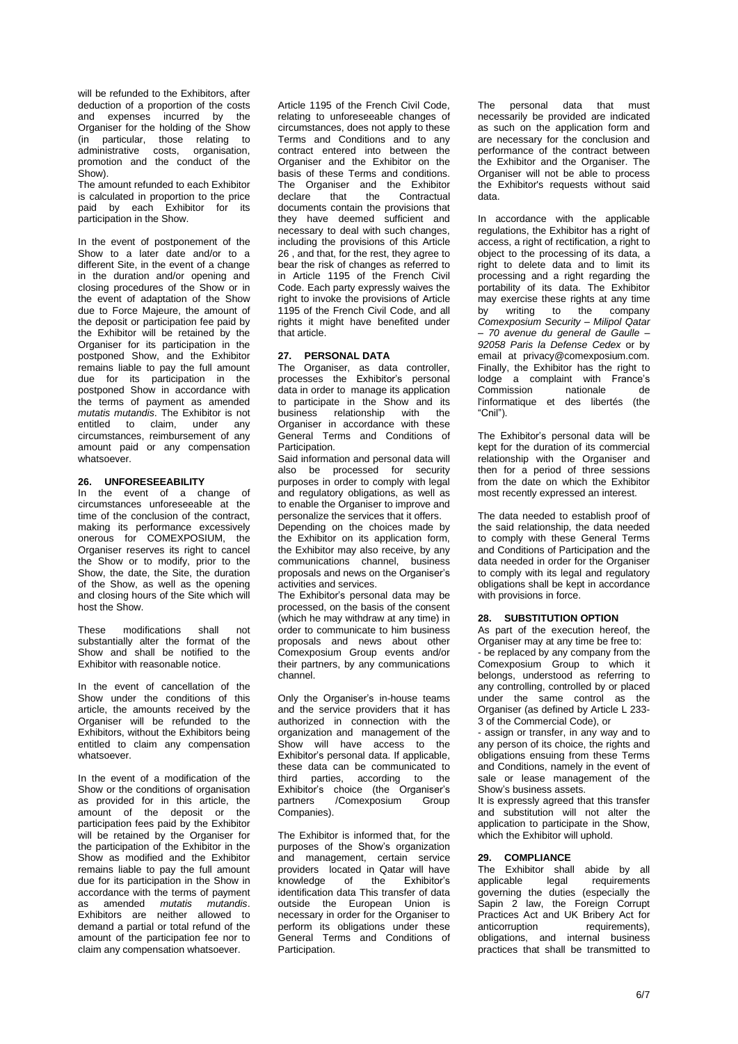will be refunded to the Exhibitors, after deduction of a proportion of the costs and expenses incurred by the Organiser for the holding of the Show (in particular, those relating to administrative costs, organisation, promotion and the conduct of the Show).

The amount refunded to each Exhibitor is calculated in proportion to the price paid by each Exhibitor for its participation in the Show.

In the event of postponement of the Show to a later date and/or to a different Site, in the event of a change in the duration and/or opening and closing procedures of the Show or in the event of adaptation of the Show due to Force Majeure, the amount of the deposit or participation fee paid by the Exhibitor will be retained by the Organiser for its participation in the postponed Show, and the Exhibitor remains liable to pay the full amount due for its participation in the postponed Show in accordance with the terms of payment as amended *mutatis mutandis*. The Exhibitor is not entitled to claim, under any circumstances, reimbursement of any amount paid or any compensation whatsoever.

## 26. UNFORESEEABILITY

In the event of a change of circumstances unforeseeable at the time of the conclusion of the contract, making its performance excessively onerous for COMEXPOSIUM, the Organiser reserves its right to cancel the Show or to modify, prior to the Show, the date, the Site, the duration of the Show, as well as the opening and closing hours of the Site which will host the Show.

These modifications shall not substantially alter the format of the Show and shall be notified to the Exhibitor with reasonable notice.

In the event of cancellation of the Show under the conditions of this article, the amounts received by the Organiser will be refunded to the Exhibitors, without the Exhibitors being entitled to claim any compensation whatsoever.

In the event of a modification of the Show or the conditions of organisation as provided for in this article, the amount of the deposit or the participation fees paid by the Exhibitor will be retained by the Organiser for the participation of the Exhibitor in the Show as modified and the Exhibitor remains liable to pay the full amount due for its participation in the Show in accordance with the terms of payment as amended *mutatis mutandis*. Exhibitors are neither allowed to demand a partial or total refund of the amount of the participation fee nor to claim any compensation whatsoever.

Article 1195 of the French Civil Code, relating to unforeseeable changes of circumstances, does not apply to these Terms and Conditions and to any contract entered into between the Organiser and the Exhibitor on the basis of these Terms and conditions. The Organiser and the Exhibitor declare that the Contractual documents contain the provisions that they have deemed sufficient and necessary to deal with such changes, including the provisions of this Article 26 , and that, for the rest, they agree to bear the risk of changes as referred to in Article 1195 of the French Civil Code. Each party expressly waives the right to invoke the provisions of Article 1195 of the French Civil Code, and all rights it might have benefited under that article.

## 27. PERSONAL DATA

The Organiser, as data controller, processes the Exhibitor's personal data in order to manage its application to participate in the Show and its business relationship with the Organiser in accordance with these General Terms and Conditions of Participation.

Said information and personal data will also be processed for security purposes in order to comply with legal and regulatory obligations, as well as to enable the Organiser to improve and personalize the services that it offers.

Depending on the choices made by the Exhibitor on its application form, the Exhibitor may also receive, by any communications channel, business proposals and news on the Organiser's activities and services.

The Exhibitor's personal data may be processed, on the basis of the consent (which he may withdraw at any time) in order to communicate to him business proposals and news about other Comexposium Group events and/or their partners, by any communications channel.

Only the Organiser's in-house teams and the service providers that it has authorized in connection with the organization and management of the Show will have access to the Exhibitor's personal data. If applicable, these data can be communicated to third parties, according to the Exhibitor's choice (the Organiser's partners /Comexposium Group Companies).

The Exhibitor is informed that, for the purposes of the Show's organization and management, certain service providers located in Qatar will have knowledge of the Exhibitor's identification data This transfer of data outside the European Union is necessary in order for the Organiser to perform its obligations under these General Terms and Conditions of Participation.

The personal data that must necessarily be provided are indicated as such on the application form and are necessary for the conclusion and performance of the contract between the Exhibitor and the Organiser. The Organiser will not be able to process the Exhibitor's requests without said data.

In accordance with the applicable regulations, the Exhibitor has a right of access, a right of rectification, a right to object to the processing of its data, a right to delete data and to limit its processing and a right regarding the portability of its data. The Exhibitor may exercise these rights at any time by writing to the company *Comexposium Security – Milipol Qatar – 70 avenue du general de Gaulle – 92058 Paris la Defense Cedex* or by email at privacy@comexposium.com. Finally, the Exhibitor has the right to lodge a complaint with France's Commission nationale de l'informatique et des libertés (the "Cnil").

The Exhibitor's personal data will be kept for the duration of its commercial relationship with the Organiser and then for a period of three sessions from the date on which the Exhibitor most recently expressed an interest.

The data needed to establish proof of the said relationship, the data needed to comply with these General Terms and Conditions of Participation and the data needed in order for the Organiser to comply with its legal and regulatory obligations shall be kept in accordance with provisions in force.

## 28. SUBSTITUTION OPTION

As part of the execution hereof, the Organiser may at any time be free to:

- be replaced by any company from the Comexposium Group to which it belongs, understood as referring to any controlling, controlled by or placed under the same control as the Organiser (as defined by Article L 233-3 of the Commercial Code), or
- assign or transfer, in any way and to any person of its choice, the rights and obligations ensuing from these Terms and Conditions, namely in the event of sale or lease management of the Show's business assets.

It is expressly agreed that this transfer and substitution will not alter the application to participate in the Show, which the Exhibitor will uphold.

## 29. COMPLIANCE

The Exhibitor shall abide by all applicable legal requirements governing the duties (especially the Sapin 2 law, the Foreign Corrupt Practices Act and UK Bribery Act for anticorruption requirements), obligations, and internal business practices that shall be transmitted to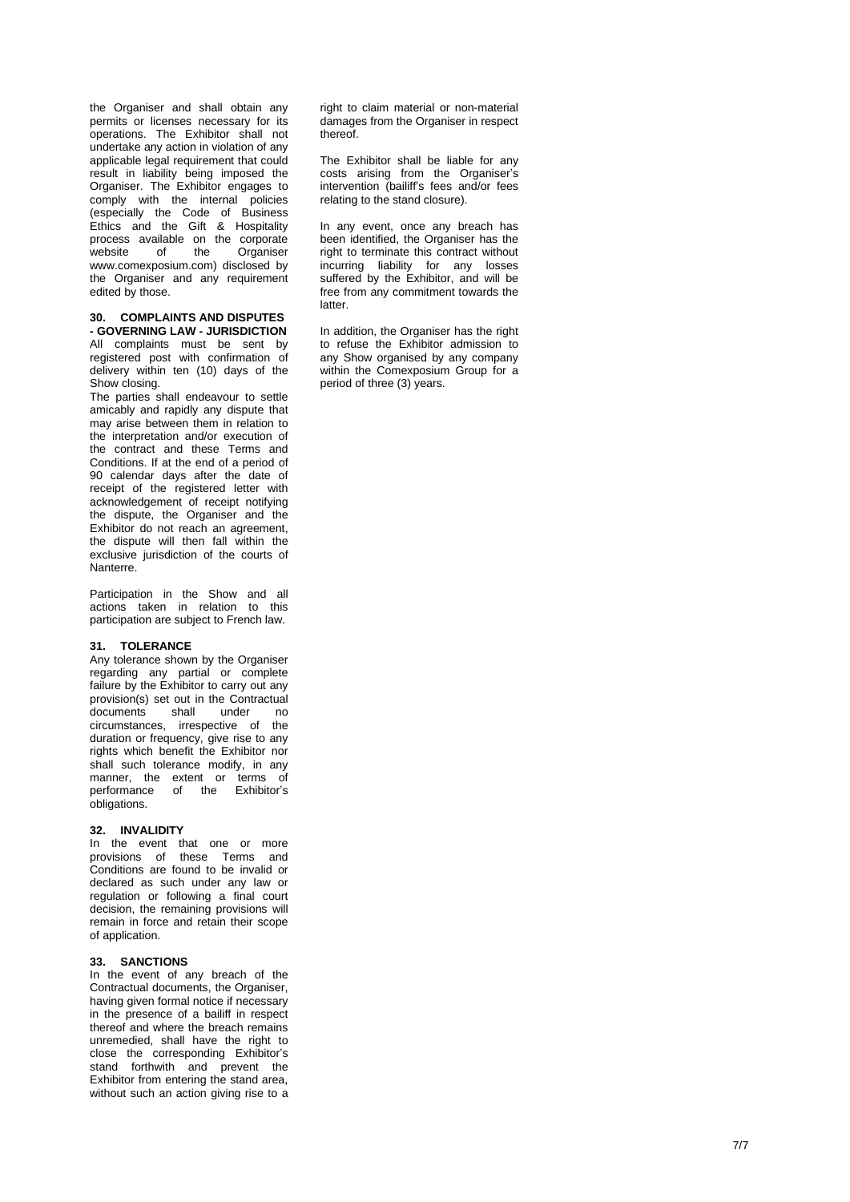the Organiser and shall obtain any permits or licenses necessary for its operations. The Exhibitor shall not undertake any action in violation of any applicable legal requirement that could result in liability being imposed the Organiser. The Exhibitor engages to comply with the internal policies (especially the Code of Business Ethics and the Gift & Hospitality process available on the corporate website of the Organiser www.comexposium.com) disclosed by the Organiser and any requirement edited by those.

## 30. COMPLAINTS AND DISPUTES - GOVERNING LAW - JURISDICTION

All complaints must be sent by registered post with confirmation of delivery within ten (10) days of the Show closing.

The parties shall endeavour to settle amicably and rapidly any dispute that may arise between them in relation to the interpretation and/or execution of the contract and these Terms and Conditions. If at the end of a period of 90 calendar days after the date of receipt of the registered letter with acknowledgement of receipt notifying the dispute, the Organiser and the Exhibitor do not reach an agreement, the dispute will then fall within the exclusive jurisdiction of the courts of Nanterre.

Participation in the Show and all actions taken in relation to this participation are subject to French law.

## 31. TOLERANCE

Any tolerance shown by the Organiser regarding any partial or complete failure by the Exhibitor to carry out any provision(s) set out in the Contractual documents shall under no circumstances, irrespective of the duration or frequency, give rise to any rights which benefit the Exhibitor nor shall such tolerance modify, in any manner, the extent or terms of performance of the Exhibitor's obligations.

## 32. INVALIDITY

In the event that one or more provisions of these Terms and Conditions are found to be invalid or declared as such under any law or regulation or following a final court decision, the remaining provisions will remain in force and retain their scope of application.

## 33. SANCTIONS

In the event of any breach of the Contractual documents, the Organiser, having given formal notice if necessary in the presence of a bailiff in respect thereof and where the breach remains unremedied, shall have the right to close the corresponding Exhibitor's stand forthwith and prevent the Exhibitor from entering the stand area, without such an action giving rise to a right to claim material or non-material damages from the Organiser in respect thereof.

The Exhibitor shall be liable for any costs arising from the Organiser's intervention (bailiff's fees and/or fees relating to the stand closure).

In any event, once any breach has been identified, the Organiser has the right to terminate this contract without incurring liability for any losses suffered by the Exhibitor, and will be free from any commitment towards the latter.

In addition, the Organiser has the right to refuse the Exhibitor admission to any Show organised by any company within the Comexposium Group for a period of three (3) years.